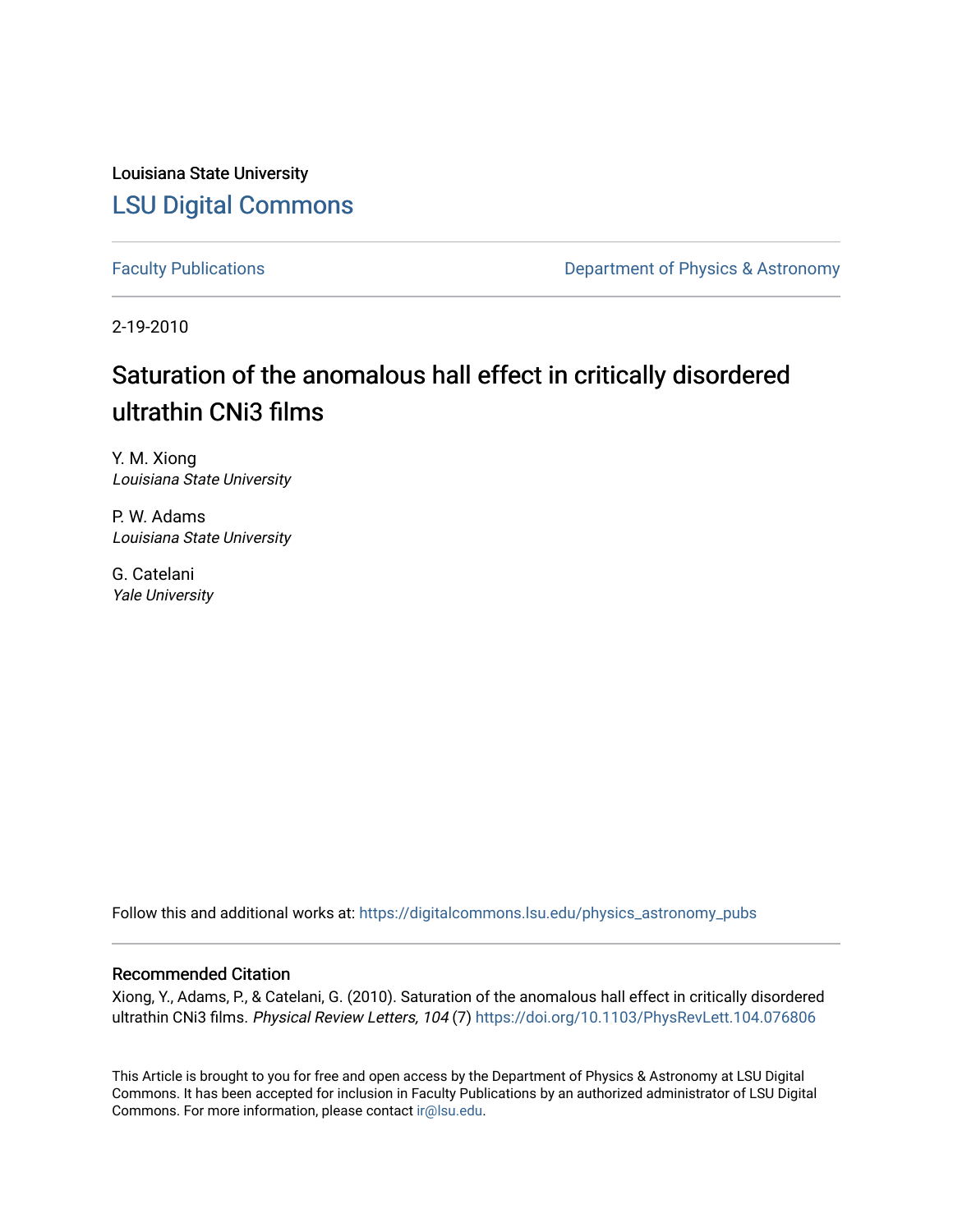Louisiana State University

# LSU Digital Commons

Faculty Publications

Department of Physics & Astronomy

2-19-2010

## Saturation of the anomalous hall effect in critically disordered ultrathin CNi3 films

Y. M. Xiong
*Louisiana State University*

P. W. Adams
*Louisiana State University*

G. Catelani
*Yale University*

Follow this and additional works at: https://digitalcommons.lsu.edu/physics_astronomy_pubs

### Recommended Citation

Xiong, Y., Adams, P., & Catelani, G. (2010). Saturation of the anomalous hall effect in critically disordered ultrathin CNi3 films. *Physical Review Letters, 104* (7) https://doi.org/10.1103/PhysRevLett.104.076806

This Article is brought to you for free and open access by the Department of Physics & Astronomy at LSU Digital Commons. It has been accepted for inclusion in Faculty Publications by an authorized administrator of LSU Digital Commons. For more information, please contact ir@lsu.edu.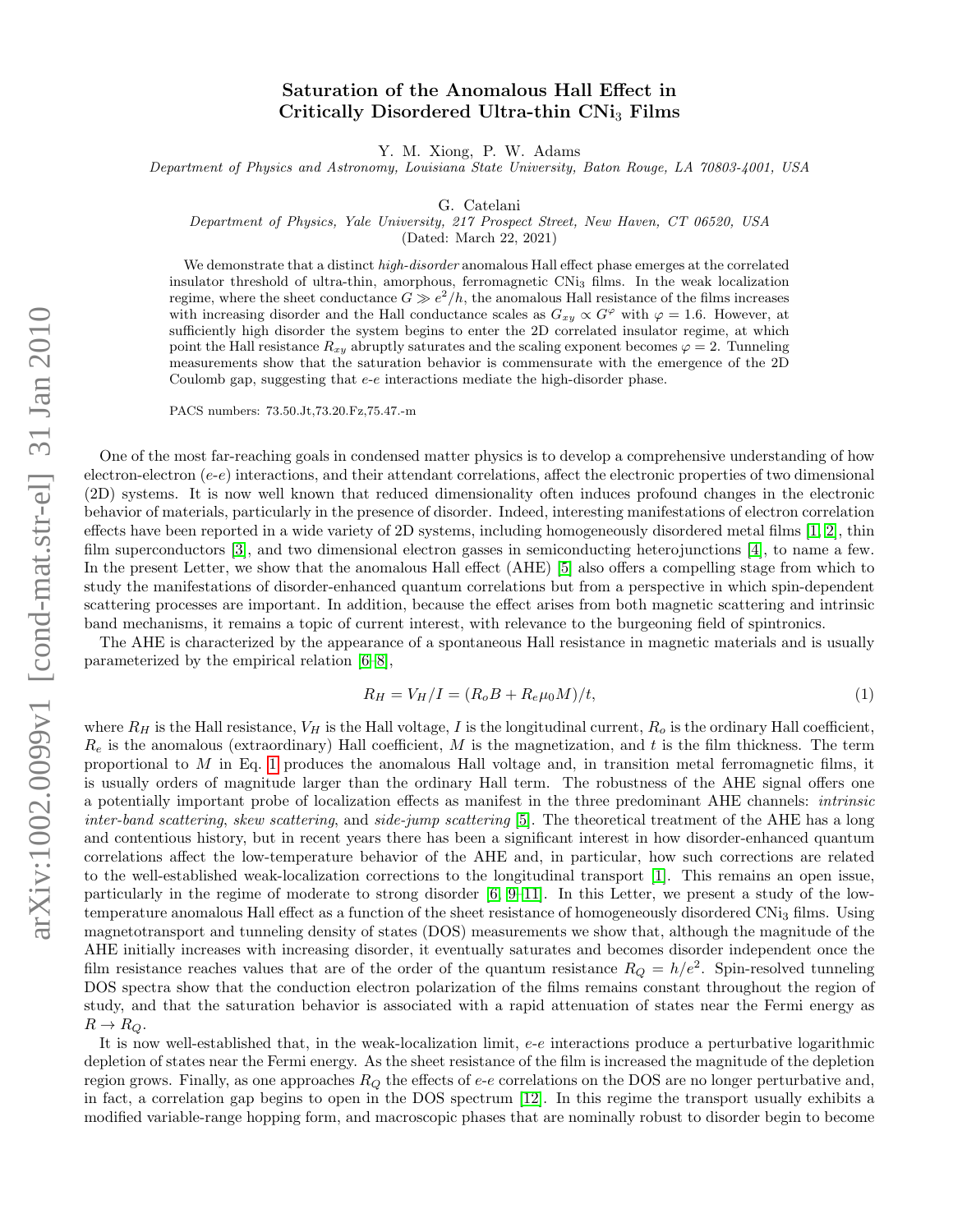# Saturation of the Anomalous Hall Effect in Critically Disordered Ultra-thin $CNi_3$ Films

Y. M. Xiong, P. W. Adams

*Department of Physics and Astronomy, Louisiana State University, Baton Rouge, LA 70803-4001, USA*

G. Catelani

*Department of Physics, Yale University, 217 Prospect Street, New Haven, CT 06520, USA*

(Dated: March 22, 2021)

We demonstrate that a distinct *high-disorder* anomalous Hall effect phase emerges at the correlated insulator threshold of ultra-thin, amorphous, ferromagnetic $CNi_3$ films. In the weak localization regime, where the sheet conductance $G \gg e^2/h$, the anomalous Hall resistance of the films increases with increasing disorder and the Hall conductance scales as $G_{xy} \propto G^{\varphi}$ with $\varphi = 1.6$. However, at sufficiently high disorder the system begins to enter the 2D correlated insulator regime, at which point the Hall resistance $R_{xy}$ abruptly saturates and the scaling exponent becomes $\varphi = 2$. Tunneling measurements show that the saturation behavior is commensurate with the emergence of the 2D Coulomb gap, suggesting that *e-e* interactions mediate the high-disorder phase.

PACS numbers: 73.50.Jt,73.20.Fz,75.47.-m

One of the most far-reaching goals in condensed matter physics is to develop a comprehensive understanding of how electron-electron (*e-e*) interactions, and their attendant correlations, affect the electronic properties of two dimensional (2D) systems. It is now well known that reduced dimensionality often induces profound changes in the electronic behavior of materials, particularly in the presence of disorder. Indeed, interesting manifestations of electron correlation effects have been reported in a wide variety of 2D systems, including homogeneously disordered metal films [1, 2], thin film superconductors [3], and two dimensional electron gasses in semiconducting heterojunctions [4], to name a few. In the present Letter, we show that the anomalous Hall effect (AHE) [5] also offers a compelling stage from which to study the manifestations of disorder-enhanced quantum correlations but from a perspective in which spin-dependent scattering processes are important. In addition, because the effect arises from both magnetic scattering and intrinsic band mechanisms, it remains a topic of current interest, with relevance to the burgeoning field of spintronics.

The AHE is characterized by the appearance of a spontaneous Hall resistance in magnetic materials and is usually parameterized by the empirical relation [6–8],

$$R_H = V_H/I = (R_oB + R_e\mu_0 M)/t, \tag{1}$$

where $R_H$ is the Hall resistance, $V_H$ is the Hall voltage, $I$ is the longitudinal current, $R_o$ is the ordinary Hall coefficient, $R_e$ is the anomalous (extraordinary) Hall coefficient, $M$ is the magnetization, and $t$ is the film thickness. The term proportional to $M$ in Eq. 1 produces the anomalous Hall voltage and, in transition metal ferromagnetic films, it is usually orders of magnitude larger than the ordinary Hall term. The robustness of the AHE signal offers one a potentially important probe of localization effects as manifest in the three predominant AHE channels: *intrinsic inter-band scattering*, *skew scattering*, and *side-jump scattering* [5]. The theoretical treatment of the AHE has a long and contentious history, but in recent years there has been a significant interest in how disorder-enhanced quantum correlations affect the low-temperature behavior of the AHE and, in particular, how such corrections are related to the well-established weak-localization corrections to the longitudinal transport [1]. This remains an open issue, particularly in the regime of moderate to strong disorder [6, 9–11]. In this Letter, we present a study of the low-temperature anomalous Hall effect as a function of the sheet resistance of homogeneously disordered $CNi_3$ films. Using magnetotransport and tunneling density of states (DOS) measurements we show that, although the magnitude of the AHE initially increases with increasing disorder, it eventually saturates and becomes disorder independent once the film resistance reaches values that are of the order of the quantum resistance $R_Q = h/e^2$. Spin-resolved tunneling DOS spectra show that the conduction electron polarization of the films remains constant throughout the region of study, and that the saturation behavior is associated with a rapid attenuation of states near the Fermi energy as $R \to R_Q$.

It is now well-established that, in the weak-localization limit, *e-e* interactions produce a perturbative logarithmic depletion of states near the Fermi energy. As the sheet resistance of the film is increased the magnitude of the depletion region grows. Finally, as one approaches $R_Q$ the effects of *e-e* correlations on the DOS are no longer perturbative and, in fact, a correlation gap begins to open in the DOS spectrum [12]. In this regime the transport usually exhibits a modified variable-range hopping form, and macroscopic phases that are nominally robust to disorder begin to become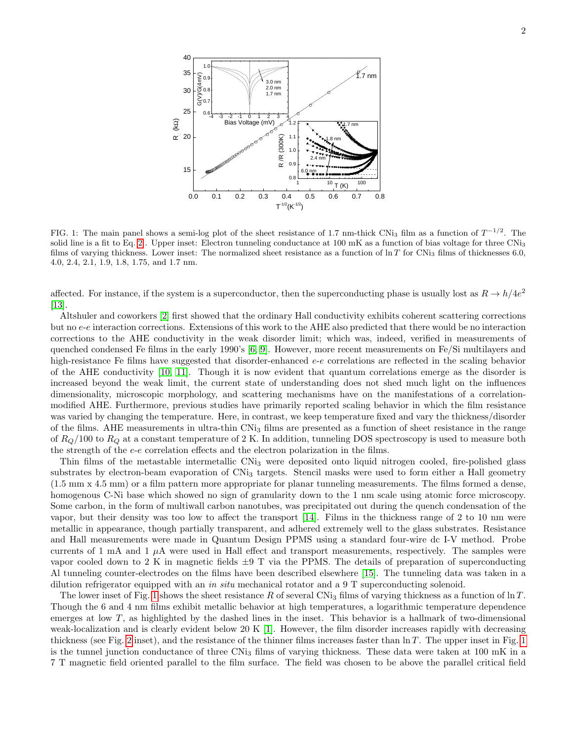FIG. 1: The main panel shows a semi-log plot of the sheet resistance of 1.7 nm-thick $CNi_3$ film as a function of $T^{-1/2}$. The solid line is a fit to Eq. 2. Upper inset: Electron tunneling conductance at 100 mK as a function of bias voltage for three $CNi_3$ films of varying thickness. Lower inset: The normalized sheet resistance as a function of $\ln T$ for $CNi_3$ films of thicknesses 6.0, 4.0, 2.4, 2.1, 1.9, 1.8, 1.75, and 1.7 nm.

affected. For instance, if the system is a superconductor, then the superconducting phase is usually lost as $R \to h/4e^2$ [13].

Altshuler and coworkers [2] first showed that the ordinary Hall conductivity exhibits coherent scattering corrections but no *e*-*e* interaction corrections. Extensions of this work to the AHE also predicted that there would be no interaction corrections to the AHE conductivity in the weak disorder limit; which was, indeed, verified in measurements of quenched condensed Fe films in the early 1990's [6, 9]. However, more recent measurements on Fe/Si multilayers and high-resistance Fe films have suggested that disorder-enhanced *e*-*e* correlations are reflected in the scaling behavior of the AHE conductivity [10, 11]. Though it is now evident that quantum correlations emerge as the disorder is increased beyond the weak limit, the current state of understanding does not shed much light on the influences dimensionality, microscopic morphology, and scattering mechanisms have on the manifestations of a correlation-modified AHE. Furthermore, previous studies have primarily reported scaling behavior in which the film resistance was varied by changing the temperature. Here, in contrast, we keep temperature fixed and vary the thickness/disorder of the films. AHE measurements in ultra-thin $CNi_3$ films are presented as a function of sheet resistance in the range of $R_Q/100$ to $R_Q$ at a constant temperature of 2 K. In addition, tunneling DOS spectroscopy is used to measure both the strength of the *e*-*e* correlation effects and the electron polarization in the films.

Thin films of the metastable intermetallic $CNi_3$ were deposited onto liquid nitrogen cooled, fire-polished glass substrates by electron-beam evaporation of $CNi_3$ targets. Stencil masks were used to form either a Hall geometry (1.5 mm x 4.5 mm) or a film pattern more appropriate for planar tunneling measurements. The films formed a dense, homogenous C-Ni base which showed no sign of granularity down to the 1 nm scale using atomic force microscopy. Some carbon, in the form of multiwall carbon nanotubes, was precipitated out during the quench condensation of the vapor, but their density was too low to affect the transport [14]. Films in the thickness range of 2 to 10 nm were metallic in appearance, though partially transparent, and adhered extremely well to the glass substrates. Resistance and Hall measurements were made in Quantum Design PPMS using a standard four-wire dc I-V method. Probe currents of 1 mA and 1 $\mu$A were used in Hall effect and transport measurements, respectively. The samples were vapor cooled down to 2 K in magnetic fields $\pm$9 T via the PPMS. The details of preparation of superconducting Al tunneling counter-electrodes on the films have been described elsewhere [15]. The tunneling data was taken in a dilution refrigerator equipped with an *in situ* mechanical rotator and a 9 T superconducting solenoid.

The lower inset of Fig. 1 shows the sheet resistance $R$ of several $CNi_3$ films of varying thickness as a function of $\ln T$. Though the 6 and 4 nm films exhibit metallic behavior at high temperatures, a logarithmic temperature dependence emerges at low $T$, as highlighted by the dashed lines in the inset. This behavior is a hallmark of two-dimensional weak-localization and is clearly evident below 20 K [1]. However, the film disorder increases rapidly with decreasing thickness (see Fig. 2 inset), and the resistance of the thinner films increases faster than $\ln T$. The upper inset in Fig. 1 is the tunnel junction conductance of three $CNi_3$ films of varying thickness. These data were taken at 100 mK in a 7 T magnetic field oriented parallel to the film surface. The field was chosen to be above the parallel critical field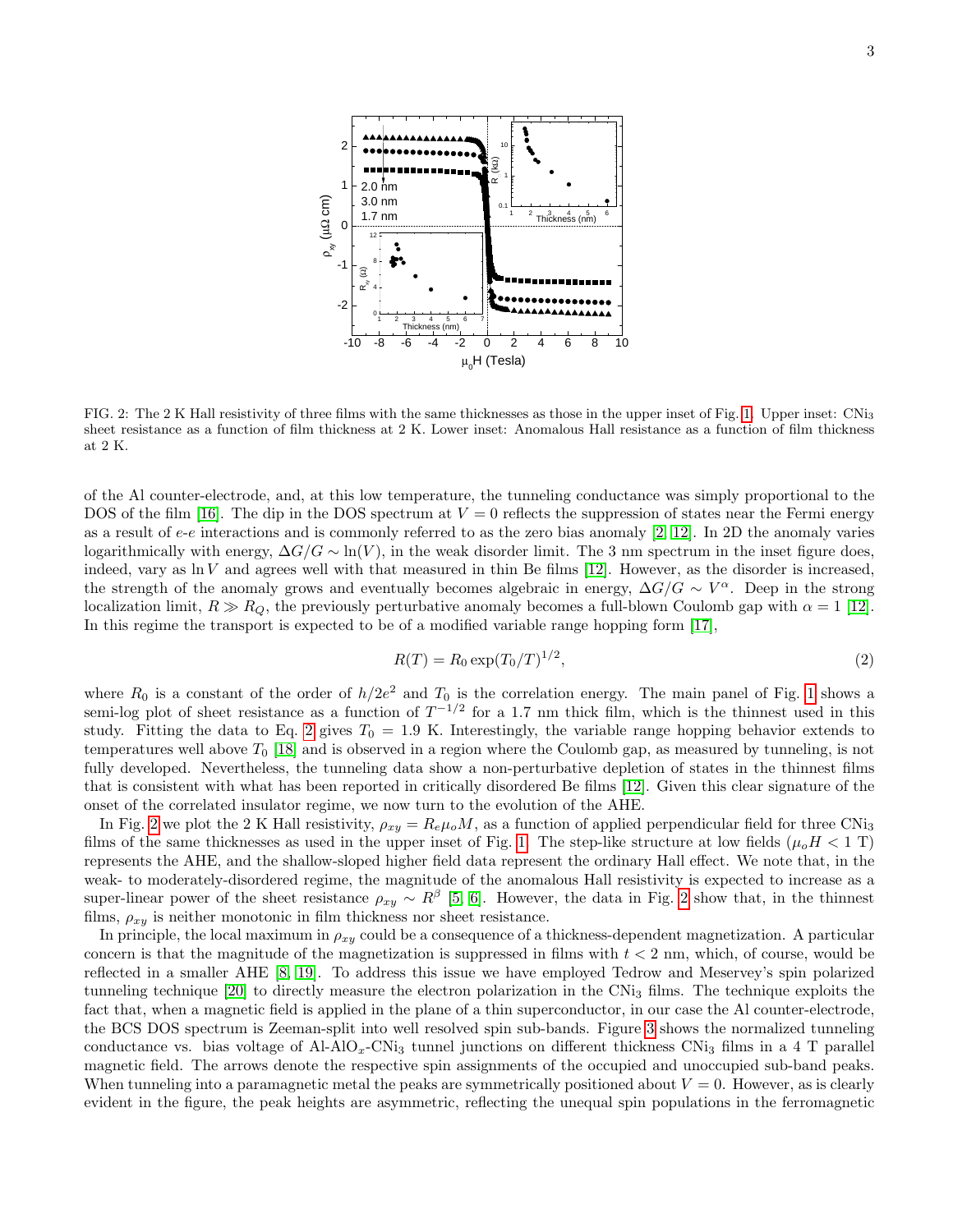FIG. 2: The 2 K Hall resistivity of three films with the same thicknesses as those in the upper inset of Fig. 1. Upper inset: $CNi_3$ sheet resistance as a function of film thickness at 2 K. Lower inset: Anomalous Hall resistance as a function of film thickness at 2 K.

of the Al counter-electrode, and, at this low temperature, the tunneling conductance was simply proportional to the DOS of the film [16]. The dip in the DOS spectrum at $V = 0$ reflects the suppression of states near the Fermi energy as a result of $e$-$e$ interactions and is commonly referred to as the zero bias anomaly [2, 12]. In 2D the anomaly varies logarithmically with energy, $\Delta G/G \sim \ln(V)$, in the weak disorder limit. The 3 nm spectrum in the inset figure does, indeed, vary as $\ln V$ and agrees well with that measured in thin Be films [12]. However, as the disorder is increased, the strength of the anomaly grows and eventually becomes algebraic in energy, $\Delta G/G \sim V^{\alpha}$. Deep in the strong localization limit, $R \gg R_Q$, the previously perturbative anomaly becomes a full-blown Coulomb gap with $\alpha = 1$ [12]. In this regime the transport is expected to be of a modified variable range hopping form [17],

$$R(T) = R_0 \exp(T_0/T)^{1/2}, \tag{2}$$

where $R_0$ is a constant of the order of $h/2e^2$ and $T_0$ is the correlation energy. The main panel of Fig. 1 shows a semi-log plot of sheet resistance as a function of $T^{-1/2}$ for a 1.7 nm thick film, which is the thinnest used in this study. Fitting the data to Eq. 2 gives $T_0 = 1.9$ K. Interestingly, the variable range hopping behavior extends to temperatures well above $T_0$ [18] and is observed in a region where the Coulomb gap, as measured by tunneling, is not fully developed. Nevertheless, the tunneling data show a non-perturbative depletion of states in the thinnest films that is consistent with what has been reported in critically disordered Be films [12]. Given this clear signature of the onset of the correlated insulator regime, we now turn to the evolution of the AHE.

In Fig. 2 we plot the 2 K Hall resistivity, $\rho_{xy} = R_e \mu_o M$, as a function of applied perpendicular field for three $CNi_3$ films of the same thicknesses as used in the upper inset of Fig. 1. The step-like structure at low fields ($\mu_o H < 1$ T) represents the AHE, and the shallow-sloped higher field data represent the ordinary Hall effect. We note that, in the weak- to moderately-disordered regime, the magnitude of the anomalous Hall resistivity is expected to increase as a super-linear power of the sheet resistance $\rho_{xy} \sim R^{\beta}$ [5, 6]. However, the data in Fig. 2 show that, in the thinnest films, $\rho_{xy}$ is neither monotonic in film thickness nor sheet resistance.

In principle, the local maximum in $\rho_{xy}$ could be a consequence of a thickness-dependent magnetization. A particular concern is that the magnitude of the magnetization is suppressed in films with $t < 2$ nm, which, of course, would be reflected in a smaller AHE [8, 19]. To address this issue we have employed Tedrow and Meservey's spin polarized tunneling technique [20] to directly measure the electron polarization in the $CNi_3$ films. The technique exploits the fact that, when a magnetic field is applied in the plane of a thin superconductor, in our case the Al counter-electrode, the BCS DOS spectrum is Zeeman-split into well resolved spin sub-bands. Figure 3 shows the normalized tunneling conductance vs. bias voltage of Al-$AlO_x$-$CNi_3$ tunnel junctions on different thickness $CNi_3$ films in a 4 T parallel magnetic field. The arrows denote the respective spin assignments of the occupied and unoccupied sub-band peaks. When tunneling into a paramagnetic metal the peaks are symmetrically positioned about $V = 0$. However, as is clearly evident in the figure, the peak heights are asymmetric, reflecting the unequal spin populations in the ferromagnetic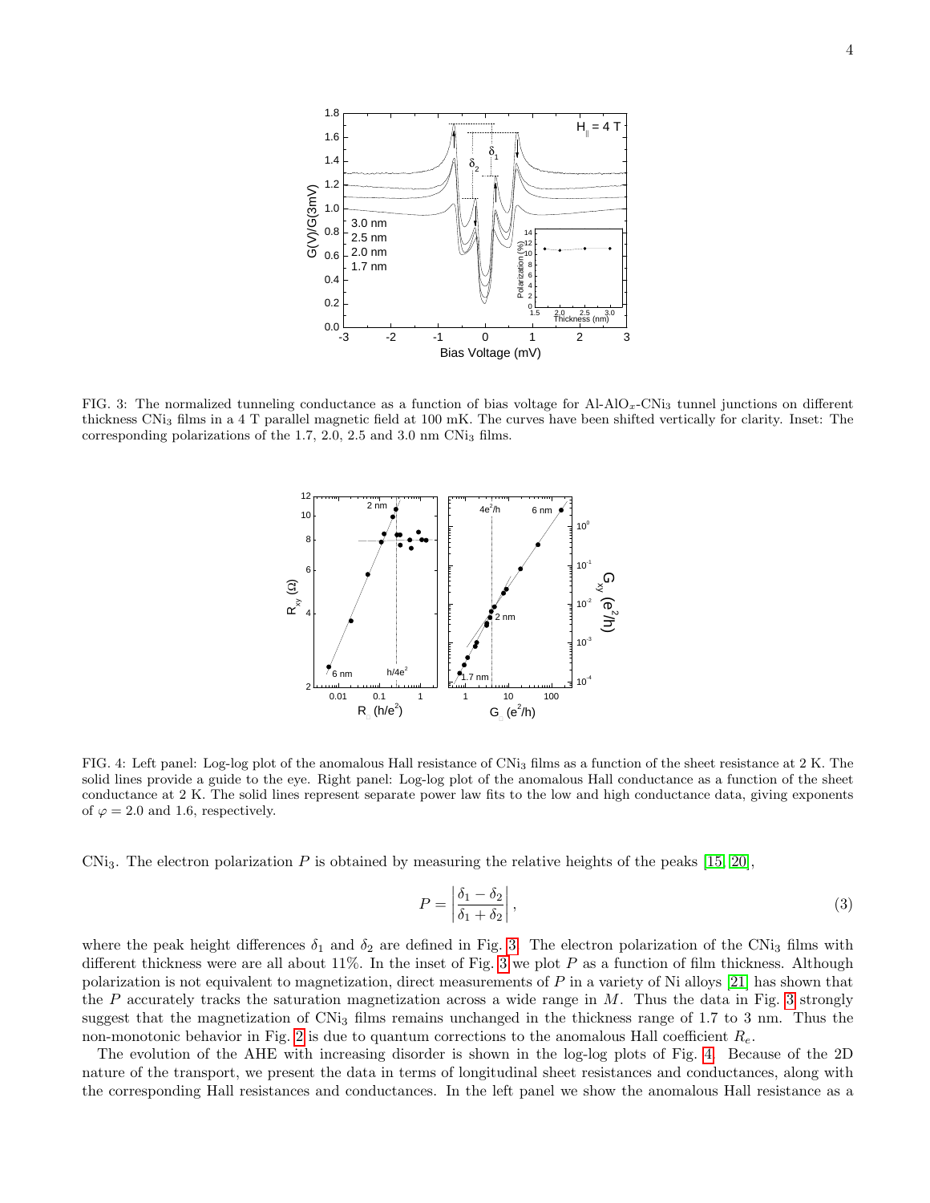FIG. 3: The normalized tunneling conductance as a function of bias voltage for Al-$AlO_x$-$CNi_3$ tunnel junctions on different thickness $CNi_3$ films in a 4 T parallel magnetic field at 100 mK. The curves have been shifted vertically for clarity. Inset: The corresponding polarizations of the 1.7, 2.0, 2.5 and 3.0 nm $CNi_3$ films.

FIG. 4: Left panel: Log-log plot of the anomalous Hall resistance of $CNi_3$ films as a function of the sheet resistance at 2 K. The solid lines provide a guide to the eye. Right panel: Log-log plot of the anomalous Hall conductance as a function of the sheet conductance at 2 K. The solid lines represent separate power law fits to the low and high conductance data, giving exponents of $\varphi = 2.0$ and 1.6, respectively.

$CNi_3$. The electron polarization $P$ is obtained by measuring the relative heights of the peaks [15, 20],

$$P = \left| \frac{\delta_1 - \delta_2}{\delta_1 + \delta_2} \right|, \tag{3}$$

where the peak height differences $\delta_1$ and $\delta_2$ are defined in Fig. 3. The electron polarization of the $CNi_3$ films with different thickness were are all about 11%. In the inset of Fig. 3 we plot $P$ as a function of film thickness. Although polarization is not equivalent to magnetization, direct measurements of $P$ in a variety of Ni alloys [21] has shown that the $P$ accurately tracks the saturation magnetization across a wide range in $M$. Thus the data in Fig. 3 strongly suggest that the magnetization of $CNi_3$ films remains unchanged in the thickness range of 1.7 to 3 nm. Thus the non-monotonic behavior in Fig. 2 is due to quantum corrections to the anomalous Hall coefficient $R_e$.

The evolution of the AHE with increasing disorder is shown in the log-log plots of Fig. 4. Because of the 2D nature of the transport, we present the data in terms of longitudinal sheet resistances and conductances, along with the corresponding Hall resistances and conductances. In the left panel we show the anomalous Hall resistance as a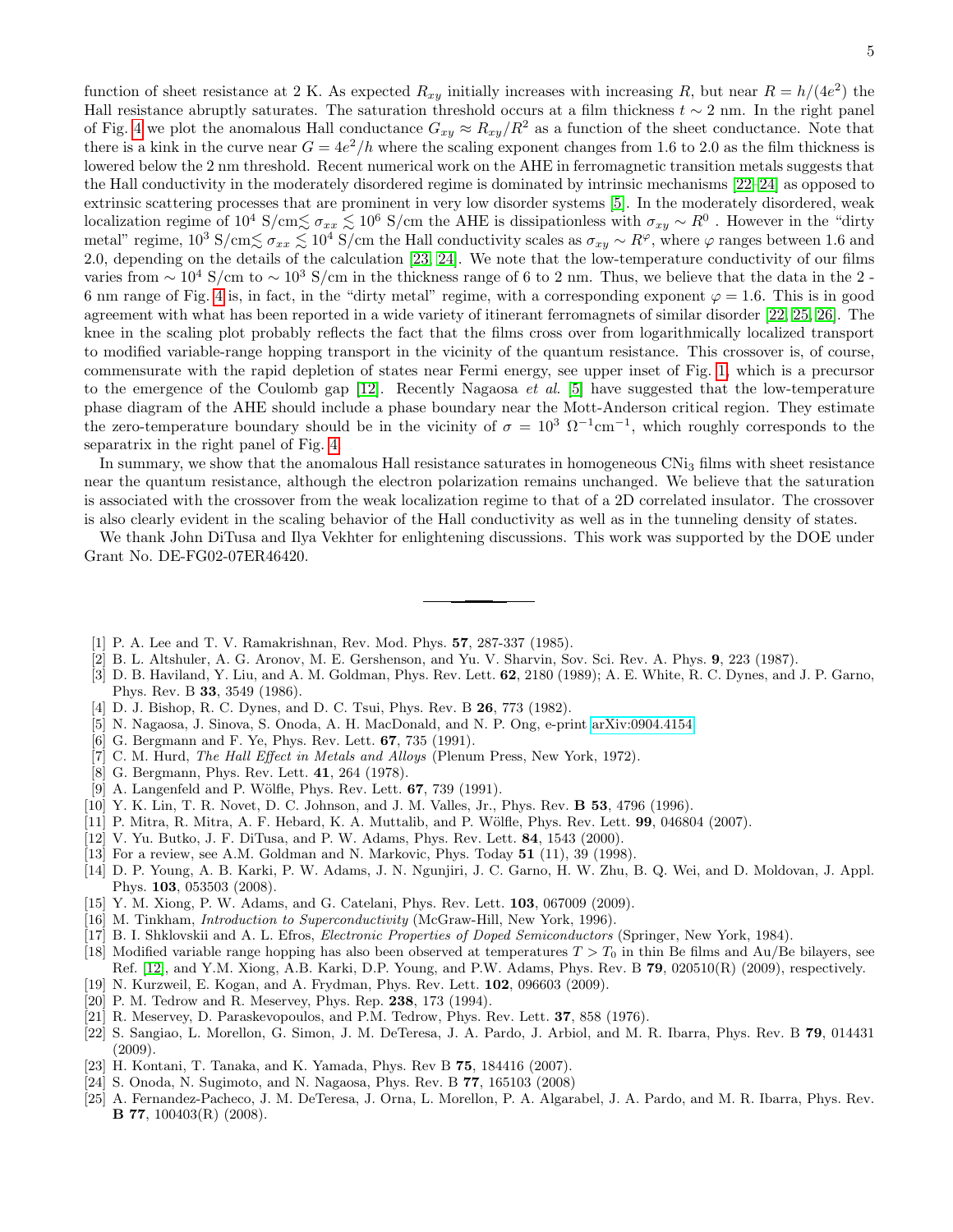function of sheet resistance at 2 K. As expected $R_{xy}$ initially increases with increasing $R$, but near $R = h/(4e^2)$ the Hall resistance abruptly saturates. The saturation threshold occurs at a film thickness $t \sim 2$ nm. In the right panel of Fig. 4 we plot the anomalous Hall conductance $G_{xy} \approx R_{xy}/R^2$ as a function of the sheet conductance. Note that there is a kink in the curve near $G = 4e^2/h$ where the scaling exponent changes from 1.6 to 2.0 as the film thickness is lowered below the 2 nm threshold. Recent numerical work on the AHE in ferromagnetic transition metals suggests that the Hall conductivity in the moderately disordered regime is dominated by intrinsic mechanisms [22–24] as opposed to extrinsic scattering processes that are prominent in very low disorder systems [5]. In the moderately disordered, weak localization regime of $10^4$ S/cm$\lesssim \sigma_{xx} \lesssim 10^6$ S/cm the AHE is dissipationless with $\sigma_{xy} \sim R^0$ . However in the "dirty metal" regime, $10^3$ S/cm$\lesssim \sigma_{xx} \lesssim 10^4$ S/cm the Hall conductivity scales as $\sigma_{xy} \sim R^{\varphi}$, where $\varphi$ ranges between 1.6 and 2.0, depending on the details of the calculation [23, 24]. We note that the low-temperature conductivity of our films varies from $\sim 10^4$ S/cm to $\sim 10^3$ S/cm in the thickness range of 6 to 2 nm. Thus, we believe that the data in the 2 - 6 nm range of Fig. 4 is, in fact, in the "dirty metal" regime, with a corresponding exponent $\varphi = 1.6$. This is in good agreement with what has been reported in a wide variety of itinerant ferromagnets of similar disorder [22, 25, 26]. The knee in the scaling plot probably reflects the fact that the films cross over from logarithmically localized transport to modified variable-range hopping transport in the vicinity of the quantum resistance. This crossover is, of course, commensurate with the rapid depletion of states near Fermi energy, see upper inset of Fig. 1, which is a precursor to the emergence of the Coulomb gap [12]. Recently Nagaosa *et al.* [5] have suggested that the low-temperature phase diagram of the AHE should include a phase boundary near the Mott-Anderson critical region. They estimate the zero-temperature boundary should be in the vicinity of $\sigma = 10^3\ \Omega^{-1}\text{cm}^{-1}$, which roughly corresponds to the separatrix in the right panel of Fig. 4.

In summary, we show that the anomalous Hall resistance saturates in homogeneous $CNi_3$ films with sheet resistance near the quantum resistance, although the electron polarization remains unchanged. We believe that the saturation is associated with the crossover from the weak localization regime to that of a 2D correlated insulator. The crossover is also clearly evident in the scaling behavior of the Hall conductivity as well as in the tunneling density of states.

We thank John DiTusa and Ilya Vekhter for enlightening discussions. This work was supported by the DOE under Grant No. DE-FG02-07ER46420.

---

[1] P. A. Lee and T. V. Ramakrishnan, Rev. Mod. Phys. **57**, 287-337 (1985).
[2] B. L. Altshuler, A. G. Aronov, M. E. Gershenson, and Yu. V. Sharvin, Sov. Sci. Rev. A. Phys. **9**, 223 (1987).
[3] D. B. Haviland, Y. Liu, and A. M. Goldman, Phys. Rev. Lett. **62**, 2180 (1989); A. E. White, R. C. Dynes, and J. P. Garno, Phys. Rev. B **33**, 3549 (1986).
[4] D. J. Bishop, R. C. Dynes, and D. C. Tsui, Phys. Rev. B **26**, 773 (1982).
[5] N. Nagaosa, J. Sinova, S. Onoda, A. H. MacDonald, and N. P. Ong, e-print arXiv:0904.4154
[6] G. Bergmann and F. Ye, Phys. Rev. Lett. **67**, 735 (1991).
[7] C. M. Hurd, *The Hall Effect in Metals and Alloys* (Plenum Press, New York, 1972).
[8] G. Bergmann, Phys. Rev. Lett. **41**, 264 (1978).
[9] A. Langenfeld and P. Wölfle, Phys. Rev. Lett. **67**, 739 (1991).
[10] Y. K. Lin, T. R. Novet, D. C. Johnson, and J. M. Valles, Jr., Phys. Rev. **B 53**, 4796 (1996).
[11] P. Mitra, R. Mitra, A. F. Hebard, K. A. Muttalib, and P. Wölfle, Phys. Rev. Lett. **99**, 046804 (2007).
[12] V. Yu. Butko, J. F. DiTusa, and P. W. Adams, Phys. Rev. Lett. **84**, 1543 (2000).
[13] For a review, see A.M. Goldman and N. Markovic, Phys. Today **51** (11), 39 (1998).
[14] D. P. Young, A. B. Karki, P. W. Adams, J. N. Ngunjiri, J. C. Garno, H. W. Zhu, B. Q. Wei, and D. Moldovan, J. Appl. Phys. **103**, 053503 (2008).
[15] Y. M. Xiong, P. W. Adams, and G. Catelani, Phys. Rev. Lett. **103**, 067009 (2009).
[16] M. Tinkham, *Introduction to Superconductivity* (McGraw-Hill, New York, 1996).
[17] B. I. Shklovskii and A. L. Efros, *Electronic Properties of Doped Semiconductors* (Springer, New York, 1984).
[18] Modified variable range hopping has also been observed at temperatures $T > T_0$ in thin Be films and Au/Be bilayers, see Ref. [12], and Y.M. Xiong, A.B. Karki, D.P. Young, and P.W. Adams, Phys. Rev. B **79**, 020510(R) (2009), respectively.
[19] N. Kurzweil, E. Kogan, and A. Frydman, Phys. Rev. Lett. **102**, 096603 (2009).
[20] P. M. Tedrow and R. Meservey, Phys. Rep. **238**, 173 (1994).
[21] R. Meservey, D. Paraskevopoulos, and P.M. Tedrow, Phys. Rev. Lett. **37**, 858 (1976).
[22] S. Sangiao, L. Morellon, G. Simon, J. M. DeTeresa, J. A. Pardo, J. Arbiol, and M. R. Ibarra, Phys. Rev. B **79**, 014431 (2009).
[23] H. Kontani, T. Tanaka, and K. Yamada, Phys Rev B **75**, 184416 (2007).
[24] S. Onoda, N. Sugimoto, and N. Nagaosa, Phys. Rev. B **77**, 165103 (2008)
[25] A. Fernandez-Pacheco, J. M. DeTeresa, J. Orna, L. Morellon, P. A. Algarabel, J. A. Pardo, and M. R. Ibarra, Phys. Rev. **B 77**, 100403(R) (2008).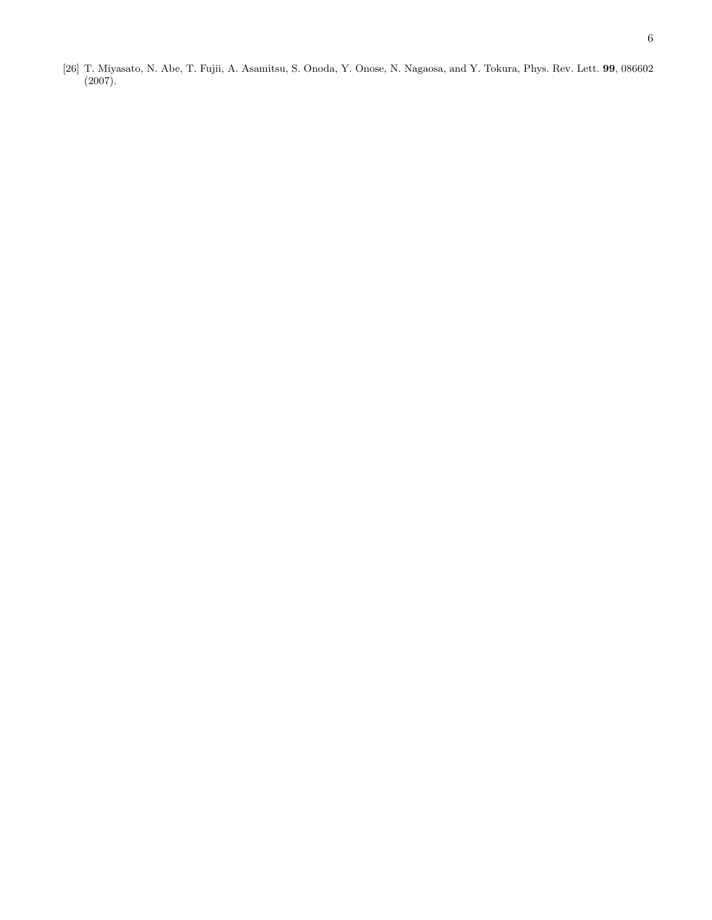[26] T. Miyasato, N. Abe, T. Fujii, A. Asamitsu, S. Onoda, Y. Onose, N. Nagaosa, and Y. Tokura, Phys. Rev. Lett. **99**, 086602 (2007).